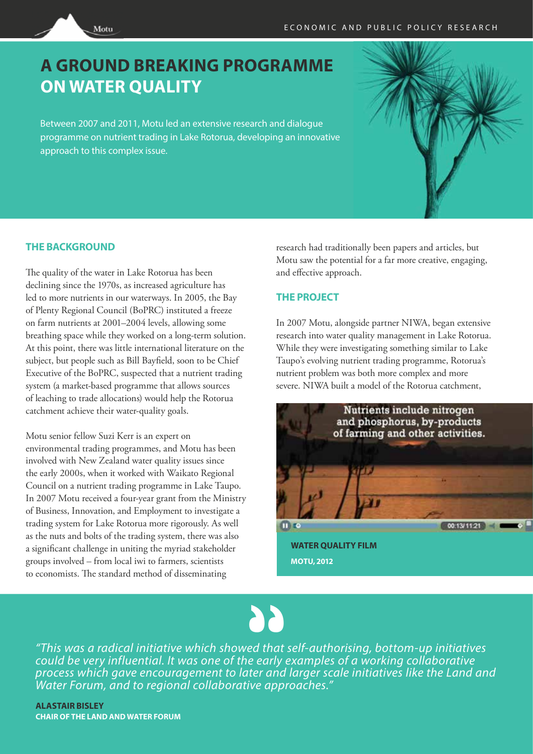# A GROUND BREAKING PROGRAMME ON WATER QUALITY

Between 2007 and 2011, Motu led an extensive research and dialogue programme on nutrient trading in Lake Rotorua, developing an innovative approach to this complex issue.

## THE BACKGROUND

The quality of the water in Lake Rotorua has been declining since the 1970s, as increased agriculture has led to more nutrients in our waterways. In 2005, the Bay of Plenty Regional Council (BoPRC) instituted a freeze on farm nutrients at 2001–2004 levels, allowing some breathing space while they worked on a long-term solution. At this point, there was little international literature on the subject, but people such as Bill Bayfield, soon to be Chief Executive of the BoPRC, suspected that a nutrient trading system (a market-based programme that allows sources of leaching to trade allocations) would help the Rotorua catchment achieve their water-quality goals.

Motu senior fellow Suzi Kerr is an expert on environmental trading programmes, and Motu has been involved with New Zealand water quality issues since the early 2000s, when it worked with Waikato Regional Council on a nutrient trading programme in Lake Taupo. In 2007 Motu received a four-year grant from the Ministry of Business, Innovation, and Employment to investigate a trading system for Lake Rotorua more rigorously. As well as the nuts and bolts of the trading system, there was also a significant challenge in uniting the myriad stakeholder groups involved – from local iwi to farmers, scientists to economists. The standard method of disseminating research had traditionally been papers and articles, but Motu saw the potential for a far more creative, engaging, and effective approach.

## THE PROJECT

In 2007 Motu, alongside partner NIWA, began extensive research into water quality management in Lake Rotorua. While they were investigating something similar to Lake Taupo's evolving nutrient trading programme, Rotorua's nutrient problem was both more complex and more severe. NIWA built a model of the Rotorua catchment,

Nutrients include nitrogen and phosphorus, by-products of farming and other activities.

**WATER QUALITY FILM**
**MOTU, 2012**

> *"This was a radical initiative which showed that self-authorising, bottom-up initiatives could be very influential. It was one of the early examples of a working collaborative process which gave encouragement to later and larger scale initiatives like the Land and Water Forum, and to regional collaborative approaches."*

**ALASTAIR BISLEY**
**CHAIR OF THE LAND AND WATER FORUM**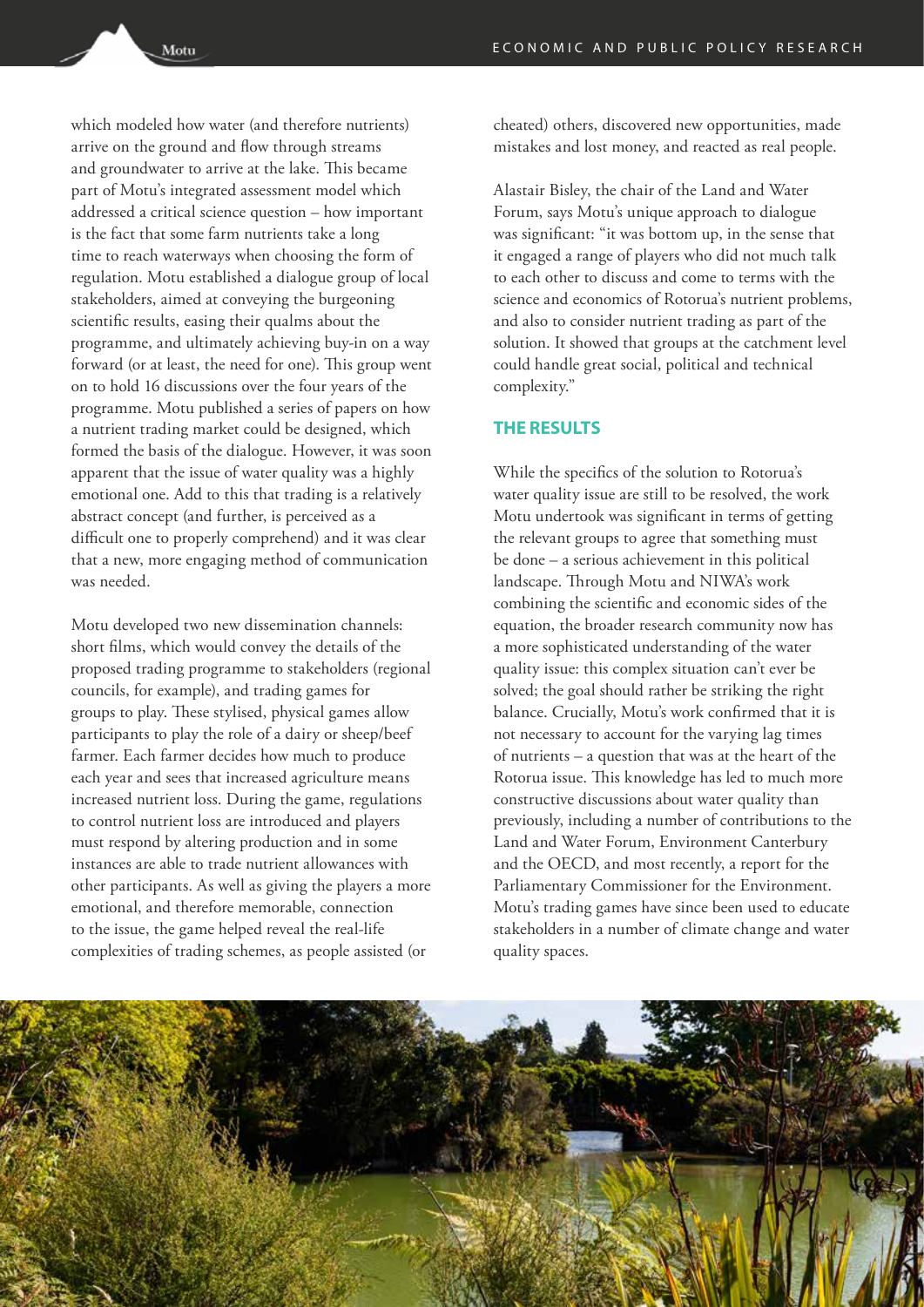which modeled how water (and therefore nutrients) arrive on the ground and flow through streams and groundwater to arrive at the lake. This became part of Motu's integrated assessment model which addressed a critical science question – how important is the fact that some farm nutrients take a long time to reach waterways when choosing the form of regulation. Motu established a dialogue group of local stakeholders, aimed at conveying the burgeoning scientific results, easing their qualms about the programme, and ultimately achieving buy-in on a way forward (or at least, the need for one). This group went on to hold 16 discussions over the four years of the programme. Motu published a series of papers on how a nutrient trading market could be designed, which formed the basis of the dialogue. However, it was soon apparent that the issue of water quality was a highly emotional one. Add to this that trading is a relatively abstract concept (and further, is perceived as a difficult one to properly comprehend) and it was clear that a new, more engaging method of communication was needed.

Motu developed two new dissemination channels: short films, which would convey the details of the proposed trading programme to stakeholders (regional councils, for example), and trading games for groups to play. These stylised, physical games allow participants to play the role of a dairy or sheep/beef farmer. Each farmer decides how much to produce each year and sees that increased agriculture means increased nutrient loss. During the game, regulations to control nutrient loss are introduced and players must respond by altering production and in some instances are able to trade nutrient allowances with other participants. As well as giving the players a more emotional, and therefore memorable, connection to the issue, the game helped reveal the real-life complexities of trading schemes, as people assisted (or cheated) others, discovered new opportunities, made mistakes and lost money, and reacted as real people.

Alastair Bisley, the chair of the Land and Water Forum, says Motu's unique approach to dialogue was significant: "it was bottom up, in the sense that it engaged a range of players who did not much talk to each other to discuss and come to terms with the science and economics of Rotorua's nutrient problems, and also to consider nutrient trading as part of the solution. It showed that groups at the catchment level could handle great social, political and technical complexity."

## THE RESULTS

While the specifics of the solution to Rotorua's water quality issue are still to be resolved, the work Motu undertook was significant in terms of getting the relevant groups to agree that something must be done – a serious achievement in this political landscape. Through Motu and NIWA's work combining the scientific and economic sides of the equation, the broader research community now has a more sophisticated understanding of the water quality issue: this complex situation can't ever be solved; the goal should rather be striking the right balance. Crucially, Motu's work confirmed that it is not necessary to account for the varying lag times of nutrients – a question that was at the heart of the Rotorua issue. This knowledge has led to much more constructive discussions about water quality than previously, including a number of contributions to the Land and Water Forum, Environment Canterbury and the OECD, and most recently, a report for the Parliamentary Commissioner for the Environment. Motu's trading games have since been used to educate stakeholders in a number of climate change and water quality spaces.